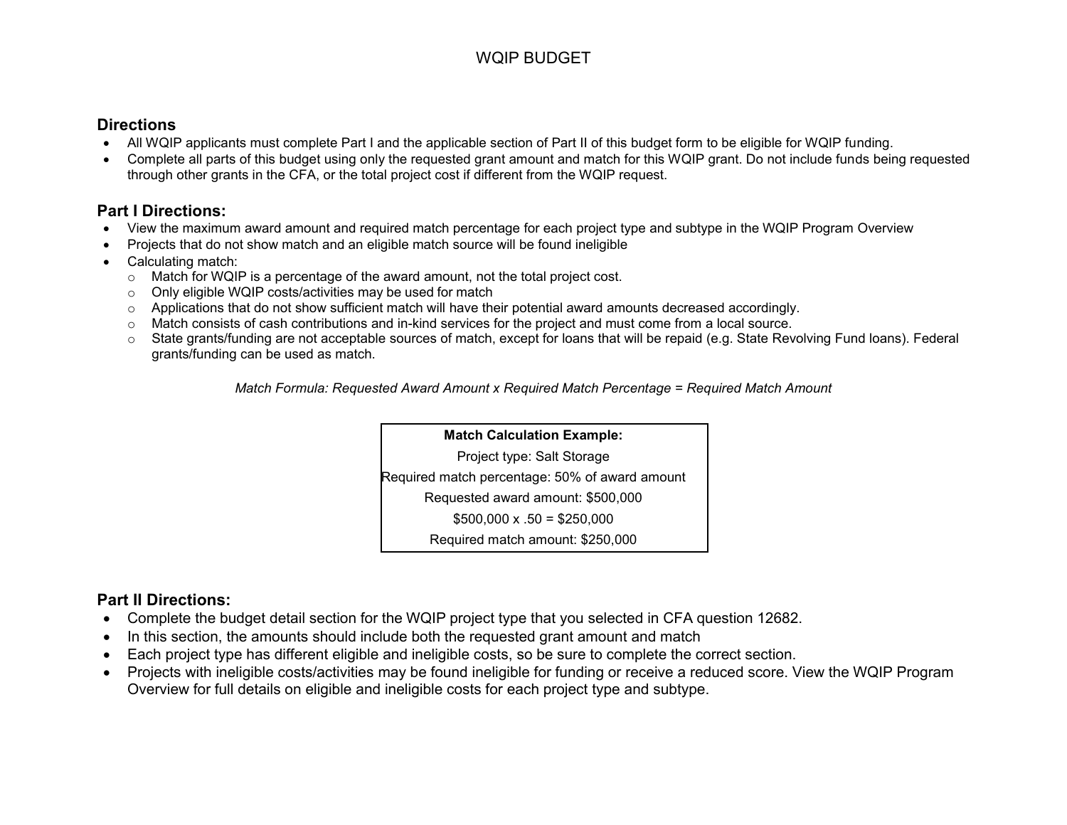# WQIP BUDGET

## Directions

- All WQIP applicants must complete Part I and the applicable section of Part II of this budget form to be eligible for WQIP funding.
- Complete all parts of this budget using only the requested grant amount and match for this WQIP grant. Do not include funds being requested through other grants in the CFA, or the total project cost if different from the WQIP request.

## Part I Directions:

- View the maximum award amount and required match percentage for each project type and subtype in the WQIP Program Overview
- Projects that do not show match and an eligible match source will be found ineligible
- Calculating match:
  - Match for WQIP is a percentage of the award amount, not the total project cost.
  - Only eligible WQIP costs/activities may be used for match
  - Applications that do not show sufficient match will have their potential award amounts decreased accordingly.
  - Match consists of cash contributions and in-kind services for the project and must come from a local source.
  - State grants/funding are not acceptable sources of match, except for loans that will be repaid (e.g. State Revolving Fund loans). Federal grants/funding can be used as match.

*Match Formula: Requested Award Amount x Required Match Percentage = Required Match Amount*

| **Match Calculation Example:** |
|---|
| Project type: Salt Storage |
| Required match percentage: 50% of award amount |
| Requested award amount: $500,000 |
| $500,000 x .50 = $250,000 |
| Required match amount: $250,000 |

## Part II Directions:

- Complete the budget detail section for the WQIP project type that you selected in CFA question 12682.
- In this section, the amounts should include both the requested grant amount and match
- Each project type has different eligible and ineligible costs, so be sure to complete the correct section.
- Projects with ineligible costs/activities may be found ineligible for funding or receive a reduced score. View the WQIP Program Overview for full details on eligible and ineligible costs for each project type and subtype.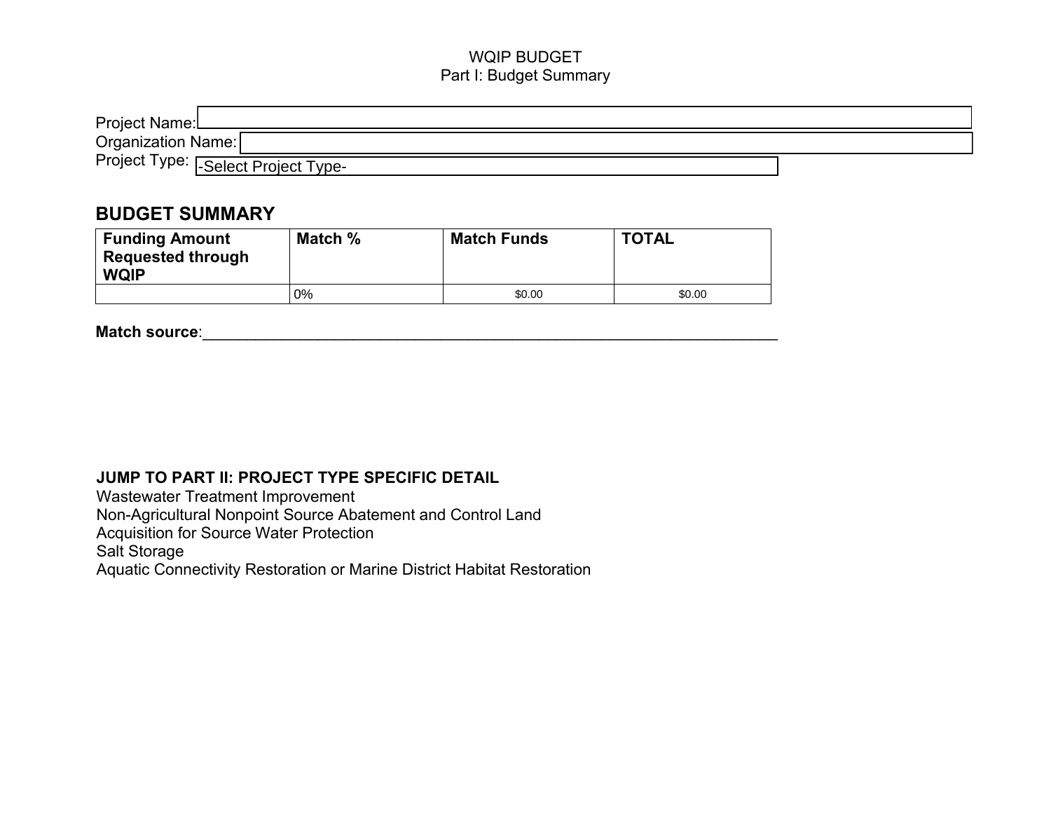WQIP BUDGET

Part I: Budget Summary

Project Name:

Organization Name:

Project Type: -Select Project Type-

## BUDGET SUMMARY

| Funding Amount Requested through WQIP | Match % | Match Funds | TOTAL |
|---|---|---|---|
| | 0% | $0.00 | $0.00 |

**Match source**:_______________________________________________________________________

**JUMP TO PART II: PROJECT TYPE SPECIFIC DETAIL**

Wastewater Treatment Improvement

Non-Agricultural Nonpoint Source Abatement and Control Land

Acquisition for Source Water Protection

Salt Storage

Aquatic Connectivity Restoration or Marine District Habitat Restoration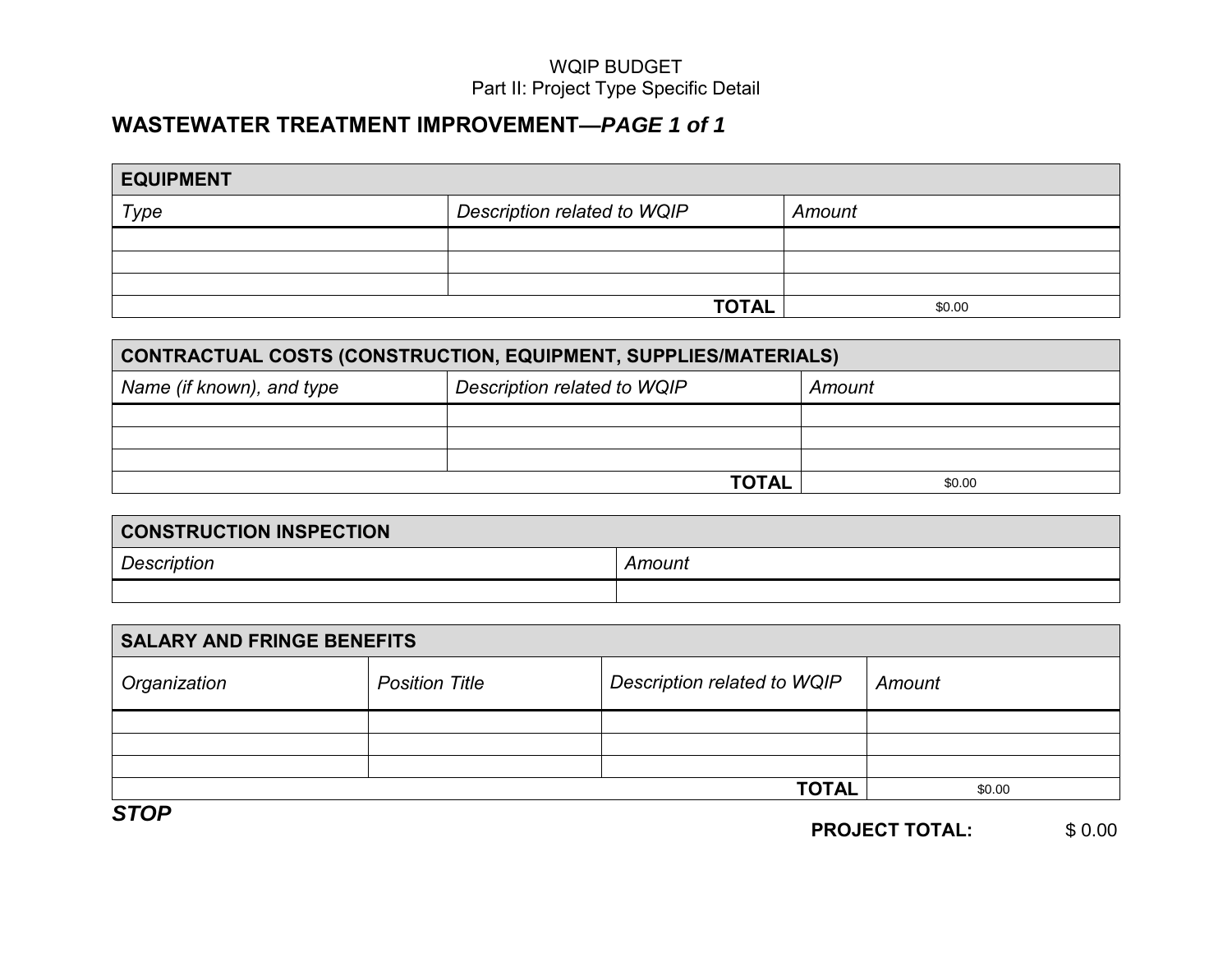WQIP BUDGET
Part II: Project Type Specific Detail

## WASTEWATER TREATMENT IMPROVEMENT—*PAGE 1 of 1*

| **EQUIPMENT** | | |
|---|---|---|
| *Type* | *Description related to WQIP* | *Amount* |
| | | |
| | | |
| | | |
| | **TOTAL** | $0.00 |

| **CONTRACTUAL COSTS (CONSTRUCTION, EQUIPMENT, SUPPLIES/MATERIALS)** | | |
|---|---|---|
| *Name (if known), and type* | *Description related to WQIP* | *Amount* |
| | | |
| | | |
| | | |
| | **TOTAL** | $0.00 |

| **CONSTRUCTION INSPECTION** | |
|---|---|
| *Description* | *Amount* |
| | |

| **SALARY AND FRINGE BENEFITS** | | | |
|---|---|---|---|
| *Organization* | *Position Title* | *Description related to WQIP* | *Amount* |
| | | | |
| | | | |
| | | | |
| | | **TOTAL** | $0.00 |

***STOP***

**PROJECT TOTAL:** $ 0.00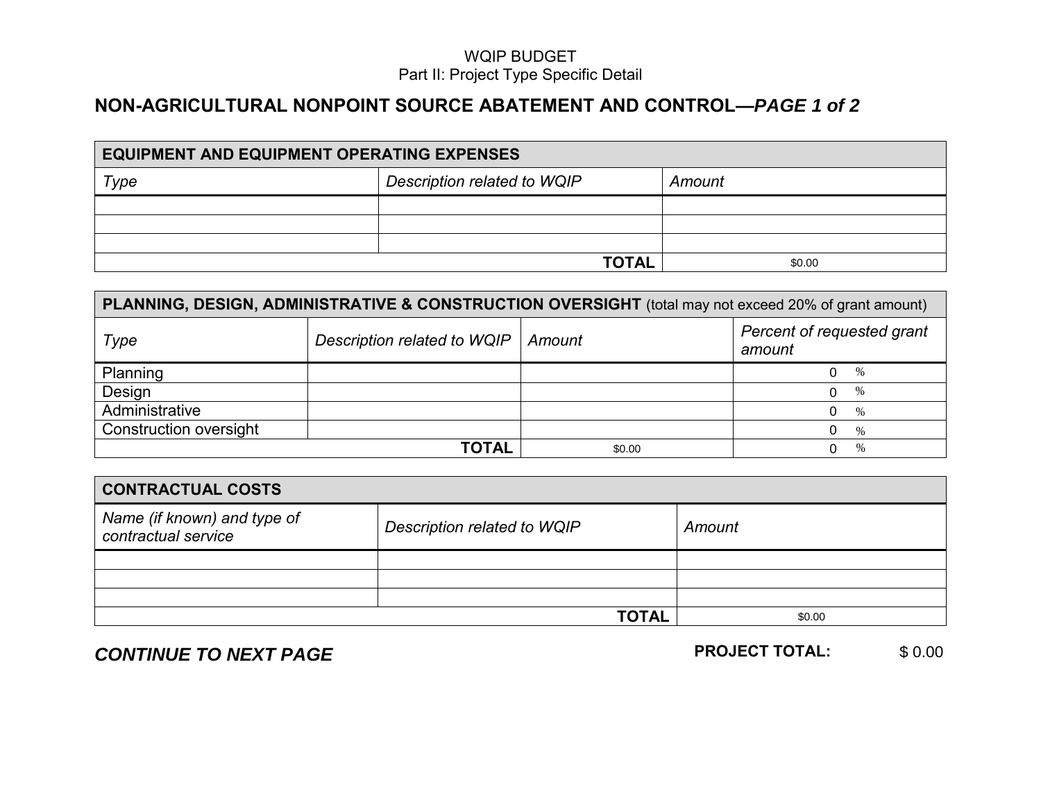WQIP BUDGET
Part II: Project Type Specific Detail

## NON-AGRICULTURAL NONPOINT SOURCE ABATEMENT AND CONTROL—*PAGE 1 of 2*

| **EQUIPMENT AND EQUIPMENT OPERATING EXPENSES** | | |
|---|---|---|
| *Type* | *Description related to WQIP* | *Amount* |
| | | |
| | | |
| | | |
| | **TOTAL** | $0.00 |

| **PLANNING, DESIGN, ADMINISTRATIVE & CONSTRUCTION OVERSIGHT** (total may not exceed 20% of grant amount) | | | |
|---|---|---|---|
| *Type* | *Description related to WQIP* | *Amount* | *Percent of requested grant amount* |
| Planning | | | 0 % |
| Design | | | 0 % |
| Administrative | | | 0 % |
| Construction oversight | | | 0 % |
| | **TOTAL** | $0.00 | 0 % |

| **CONTRACTUAL COSTS** | | |
|---|---|---|
| *Name (if known) and type of contractual service* | *Description related to WQIP* | *Amount* |
| | | |
| | | |
| | | |
| | **TOTAL** | $0.00 |

***CONTINUE TO NEXT PAGE***

**PROJECT TOTAL:** $ 0.00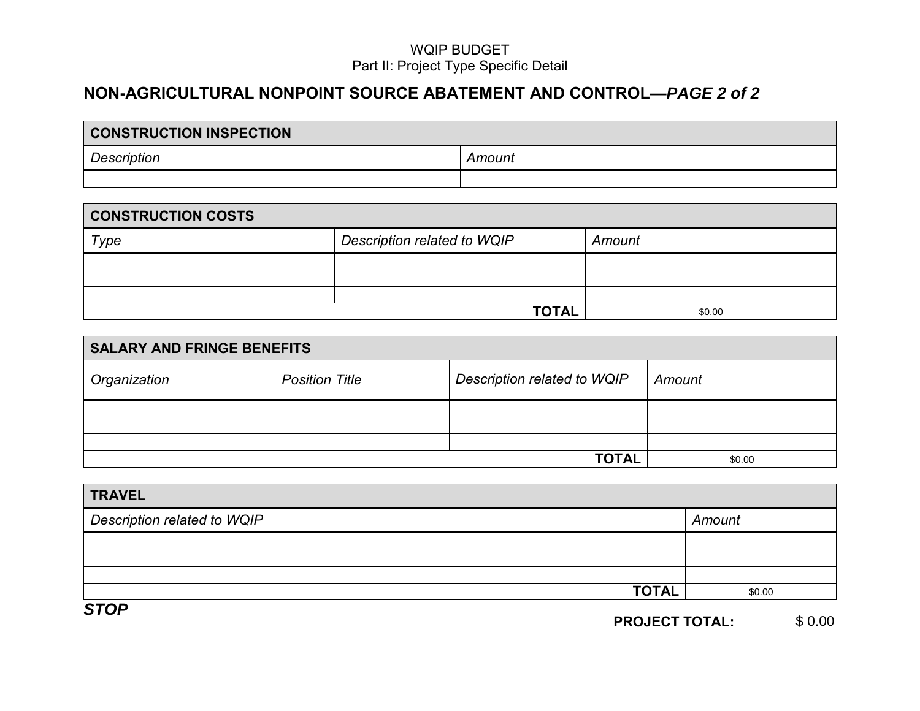WQIP BUDGET
Part II: Project Type Specific Detail

## NON-AGRICULTURAL NONPOINT SOURCE ABATEMENT AND CONTROL—*PAGE 2 of 2*

| **CONSTRUCTION INSPECTION** | |
|---|---|
| *Description* | *Amount* |
| | |

| **CONSTRUCTION COSTS** | | |
|---|---|---|
| *Type* | *Description related to WQIP* | *Amount* |
| | | |
| | | |
| | | |
| | **TOTAL** | $0.00 |

| **SALARY AND FRINGE BENEFITS** | | | |
|---|---|---|---|
| *Organization* | *Position Title* | *Description related to WQIP* | *Amount* |
| | | | |
| | | | |
| | | | |
| | | **TOTAL** | $0.00 |

| **TRAVEL** | |
|---|---|
| *Description related to WQIP* | *Amount* |
| | |
| | |
| | |
| **TOTAL** | $0.00 |

***STOP***

**PROJECT TOTAL:** $ 0.00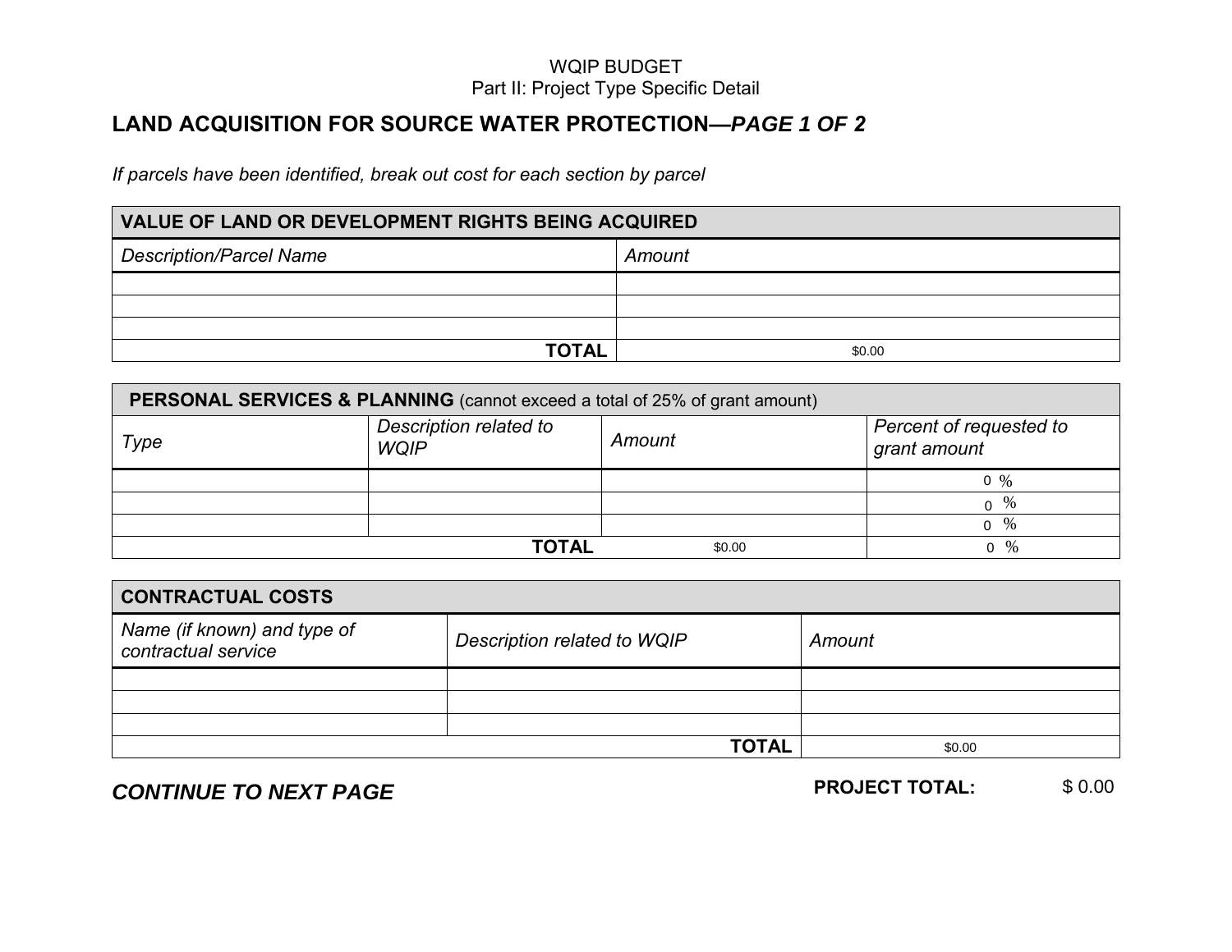WQIP BUDGET
Part II: Project Type Specific Detail

# LAND ACQUISITION FOR SOURCE WATER PROTECTION—*PAGE 1 OF 2*

*If parcels have been identified, break out cost for each section by parcel*

| **VALUE OF LAND OR DEVELOPMENT RIGHTS BEING ACQUIRED** | |
|---|---|
| *Description/Parcel Name* | *Amount* |
| | |
| | |
| | |
| **TOTAL** | $0.00 |

| **PERSONAL SERVICES & PLANNING** (cannot exceed a total of 25% of grant amount) | | | |
|---|---|---|---|
| *Type* | *Description related to WQIP* | *Amount* | *Percent of requested to grant amount* |
| | | | 0 % |
| | | | 0 % |
| | | | 0 % |
| | **TOTAL** | $0.00 | 0 % |

| **CONTRACTUAL COSTS** | | |
|---|---|---|
| *Name (if known) and type of contractual service* | *Description related to WQIP* | *Amount* |
| | | |
| | | |
| | | |
| | **TOTAL** | $0.00 |

***CONTINUE TO NEXT PAGE***

**PROJECT TOTAL:** $ 0.00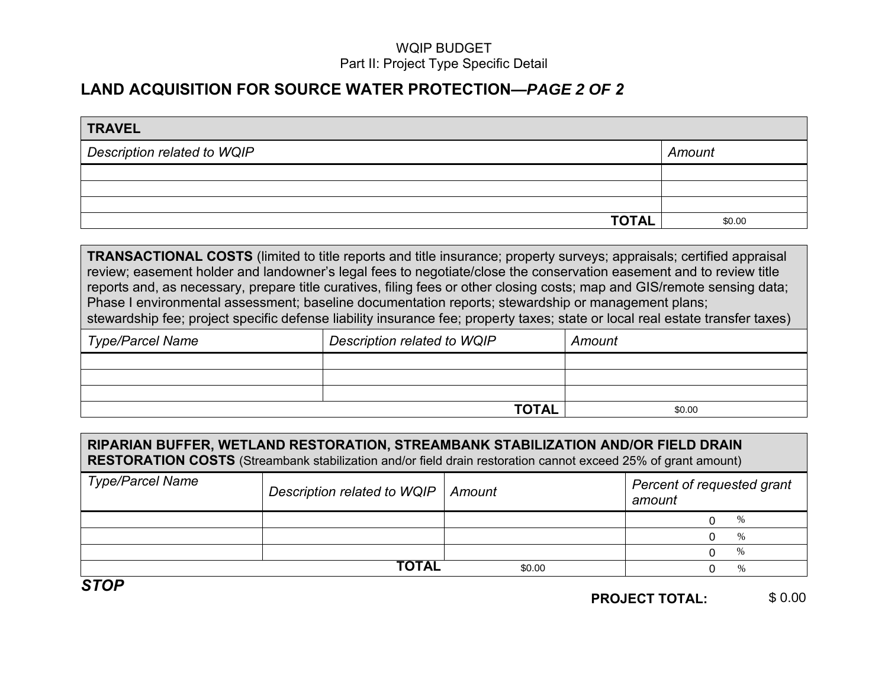WQIP BUDGET
Part II: Project Type Specific Detail

## LAND ACQUISITION FOR SOURCE WATER PROTECTION—*PAGE 2 OF 2*

| **TRAVEL** | |
|---|---|
| *Description related to WQIP* | *Amount* |
| | |
| | |
| | |
| **TOTAL** | $0.00 |

| **TRANSACTIONAL COSTS** (limited to title reports and title insurance; property surveys; appraisals; certified appraisal review; easement holder and landowner's legal fees to negotiate/close the conservation easement and to review title reports and, as necessary, prepare title curatives, filing fees or other closing costs; map and GIS/remote sensing data; Phase I environmental assessment; baseline documentation reports; stewardship or management plans; stewardship fee; project specific defense liability insurance fee; property taxes; state or local real estate transfer taxes) | | |
|---|---|---|
| *Type/Parcel Name* | *Description related to WQIP* | *Amount* |
| | | |
| | | |
| | | |
| | **TOTAL** | $0.00 |

| **RIPARIAN BUFFER, WETLAND RESTORATION, STREAMBANK STABILIZATION AND/OR FIELD DRAIN RESTORATION COSTS** (Streambank stabilization and/or field drain restoration cannot exceed 25% of grant amount) | | | |
|---|---|---|---|
| *Type/Parcel Name* | *Description related to WQIP* | *Amount* | *Percent of requested grant amount* |
| | | | 0 % |
| | | | 0 % |
| | | | 0 % |
| | **TOTAL** | $0.00 | 0 % |

***STOP***

**PROJECT TOTAL:** $ 0.00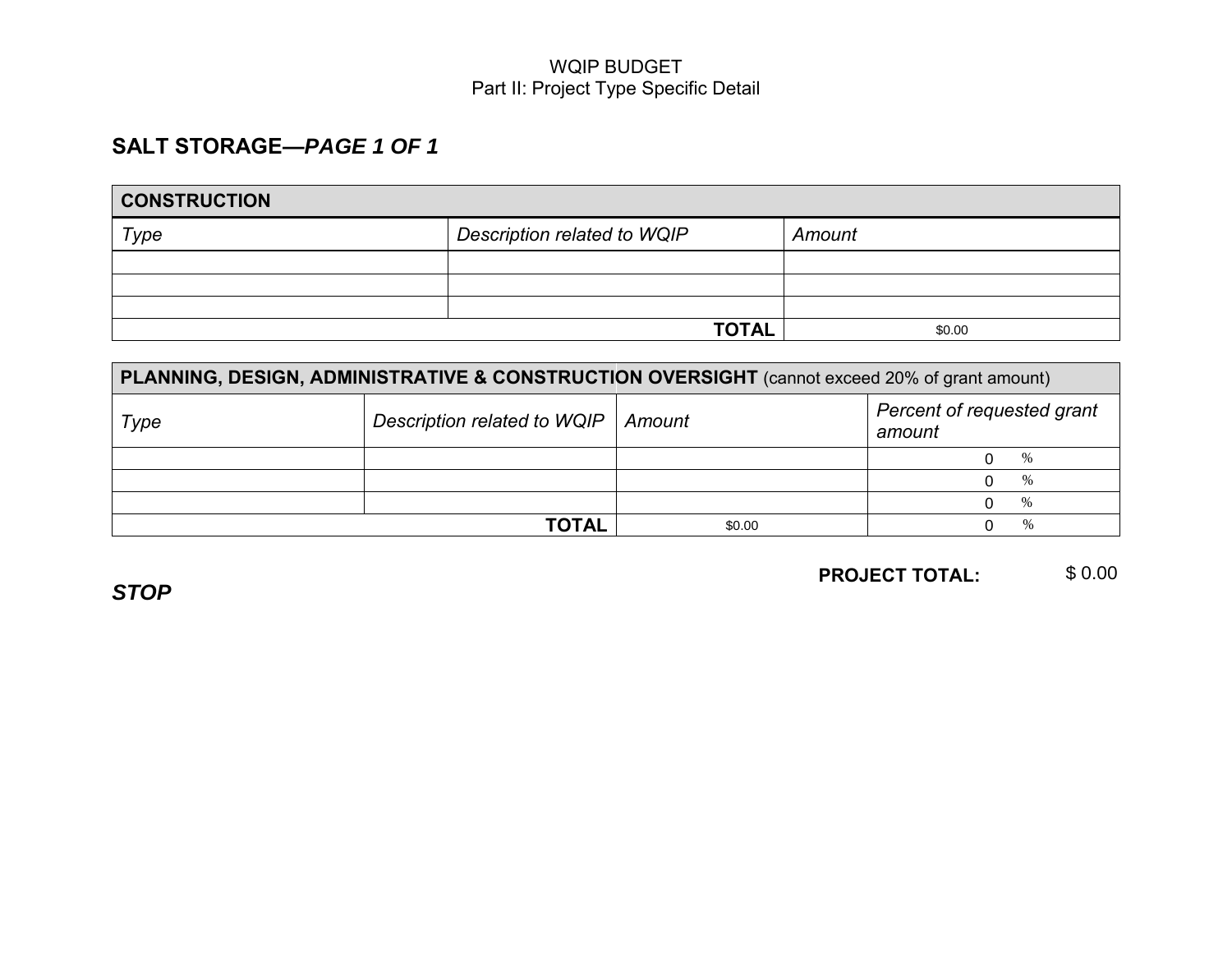WQIP BUDGET
Part II: Project Type Specific Detail

## SALT STORAGE—*PAGE 1 OF 1*

| **CONSTRUCTION** | | |
|---|---|---|
| *Type* | *Description related to WQIP* | *Amount* |
| | | |
| | | |
| | | |
| | **TOTAL** | $0.00 |

| **PLANNING, DESIGN, ADMINISTRATIVE & CONSTRUCTION OVERSIGHT** (cannot exceed 20% of grant amount) | | | |
|---|---|---|---|
| *Type* | *Description related to WQIP* | *Amount* | *Percent of requested grant amount* |
| | | | 0 % |
| | | | 0 % |
| | | | 0 % |
| | **TOTAL** | $0.00 | 0 % |

**PROJECT TOTAL:** $ 0.00

***STOP***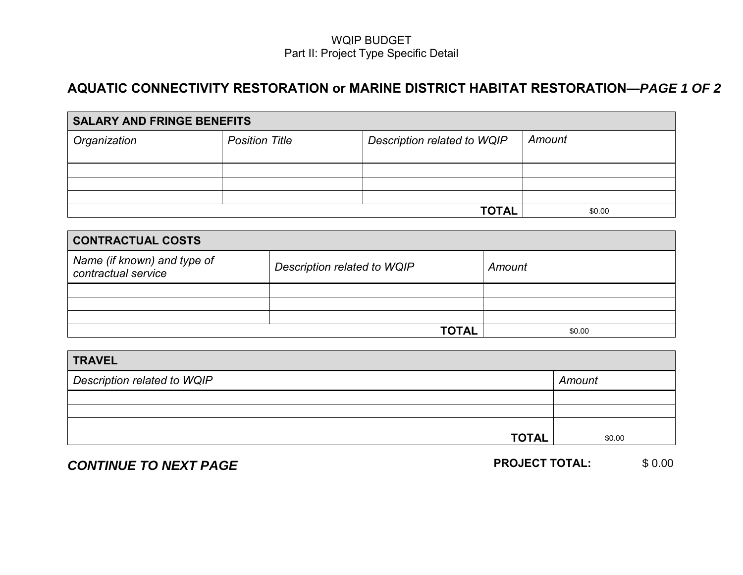WQIP BUDGET
Part II: Project Type Specific Detail

## AQUATIC CONNECTIVITY RESTORATION or MARINE DISTRICT HABITAT RESTORATION—*PAGE 1 OF 2*

| **SALARY AND FRINGE BENEFITS** | | | |
|---|---|---|---|
| *Organization* | *Position Title* | *Description related to WQIP* | *Amount* |
| | | | |
| | | | |
| | | | |
| | | **TOTAL** | $0.00 |

| **CONTRACTUAL COSTS** | | |
|---|---|---|
| *Name (if known) and type of contractual service* | *Description related to WQIP* | *Amount* |
| | | |
| | | |
| | | |
| | **TOTAL** | $0.00 |

| **TRAVEL** | |
|---|---|
| *Description related to WQIP* | *Amount* |
| | |
| | |
| | |
| **TOTAL** | $0.00 |

***CONTINUE TO NEXT PAGE***

**PROJECT TOTAL:** $ 0.00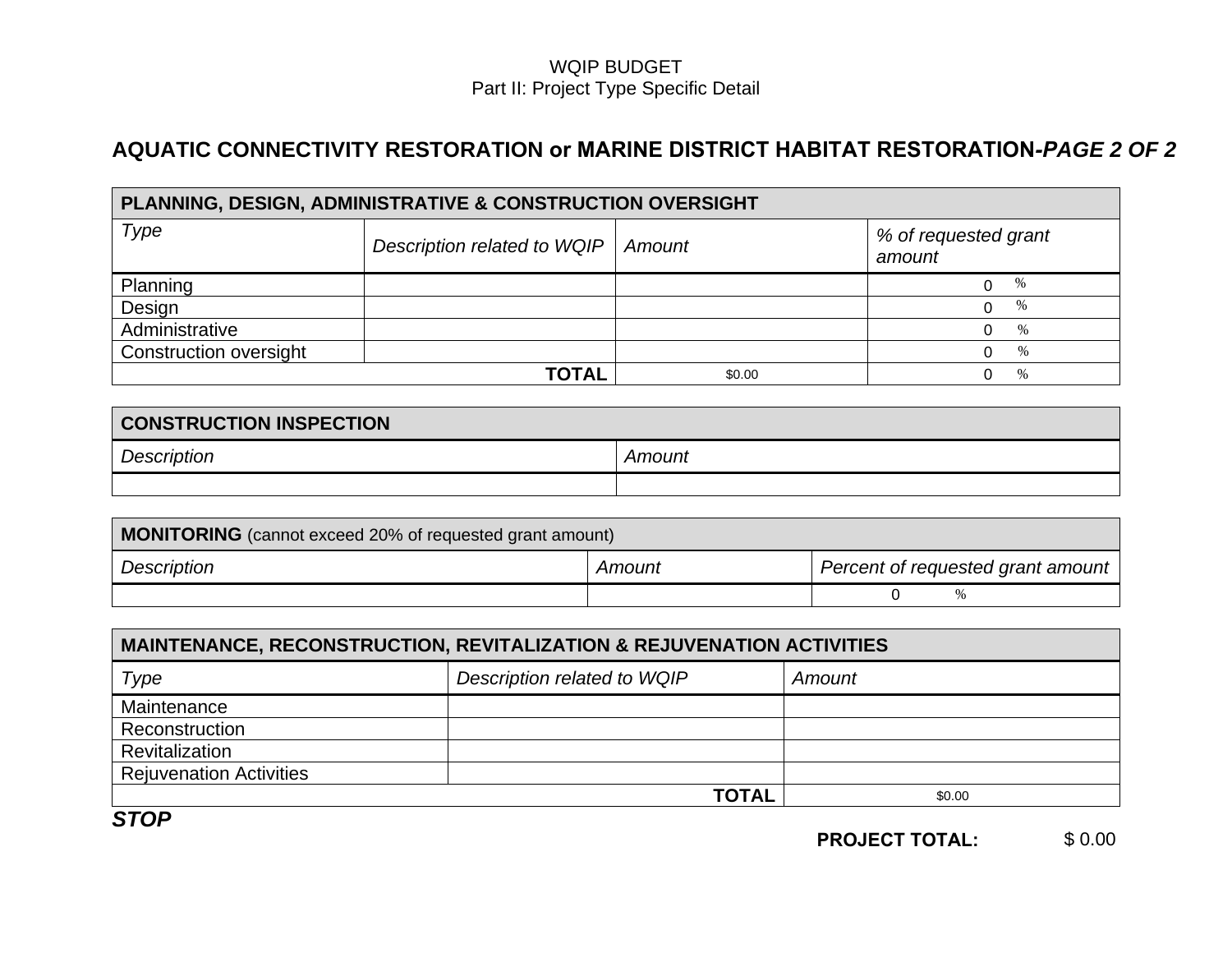WQIP BUDGET
Part II: Project Type Specific Detail

## AQUATIC CONNECTIVITY RESTORATION or MARINE DISTRICT HABITAT RESTORATION-*PAGE 2 OF 2*

| **PLANNING, DESIGN, ADMINISTRATIVE & CONSTRUCTION OVERSIGHT** | | | |
|---|---|---|---|
| *Type* | *Description related to WQIP* | *Amount* | *% of requested grant amount* |
| Planning | | | 0 % |
| Design | | | 0 % |
| Administrative | | | 0 % |
| Construction oversight | | | 0 % |
| | **TOTAL** | $0.00 | 0 % |

| **CONSTRUCTION INSPECTION** | |
|---|---|
| *Description* | *Amount* |
| | |

| **MONITORING** (cannot exceed 20% of requested grant amount) | | |
|---|---|---|
| *Description* | *Amount* | *Percent of requested grant amount* |
| | | 0 % |

| **MAINTENANCE, RECONSTRUCTION, REVITALIZATION & REJUVENATION ACTIVITIES** | | |
|---|---|---|
| *Type* | *Description related to WQIP* | *Amount* |
| Maintenance | | |
| Reconstruction | | |
| Revitalization | | |
| Rejuvenation Activities | | |
| | **TOTAL** | $0.00 |

***STOP***

**PROJECT TOTAL:** $ 0.00